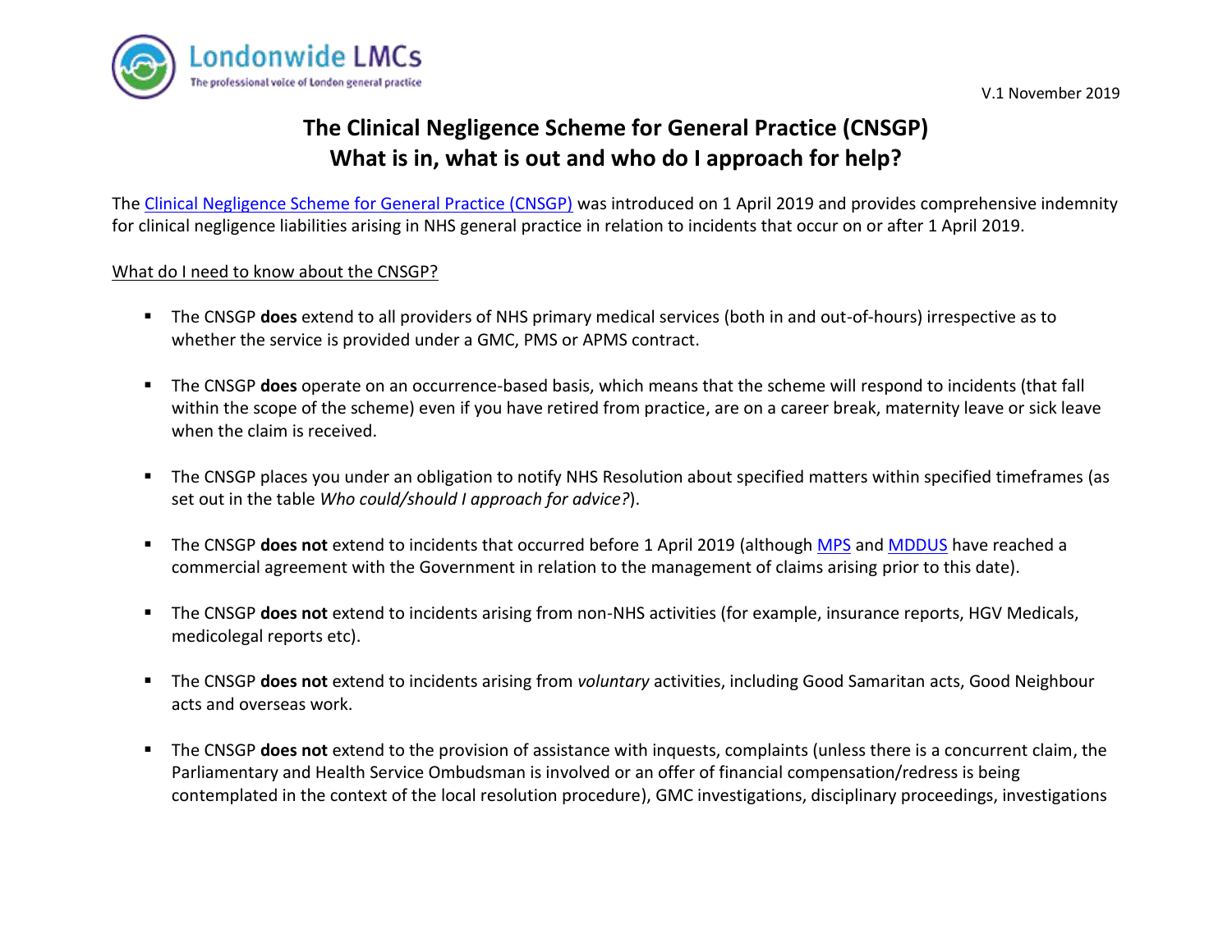Londonwide LMCs
The professional voice of London general practice

V.1 November 2019

# The Clinical Negligence Scheme for General Practice (CNSGP)
# What is in, what is out and who do I approach for help?

The Clinical Negligence Scheme for General Practice (CNSGP) was introduced on 1 April 2019 and provides comprehensive indemnity for clinical negligence liabilities arising in NHS general practice in relation to incidents that occur on or after 1 April 2019.

What do I need to know about the CNSGP?

- The CNSGP **does** extend to all providers of NHS primary medical services (both in and out-of-hours) irrespective as to whether the service is provided under a GMC, PMS or APMS contract.
- The CNSGP **does** operate on an occurrence-based basis, which means that the scheme will respond to incidents (that fall within the scope of the scheme) even if you have retired from practice, are on a career break, maternity leave or sick leave when the claim is received.
- The CNSGP places you under an obligation to notify NHS Resolution about specified matters within specified timeframes (as set out in the table *Who could/should I approach for advice?*).
- The CNSGP **does not** extend to incidents that occurred before 1 April 2019 (although MPS and MDDUS have reached a commercial agreement with the Government in relation to the management of claims arising prior to this date).
- The CNSGP **does not** extend to incidents arising from non-NHS activities (for example, insurance reports, HGV Medicals, medicolegal reports etc).
- The CNSGP **does not** extend to incidents arising from *voluntary* activities, including Good Samaritan acts, Good Neighbour acts and overseas work.
- The CNSGP **does not** extend to the provision of assistance with inquests, complaints (unless there is a concurrent claim, the Parliamentary and Health Service Ombudsman is involved or an offer of financial compensation/redress is being contemplated in the context of the local resolution procedure), GMC investigations, disciplinary proceedings, investigations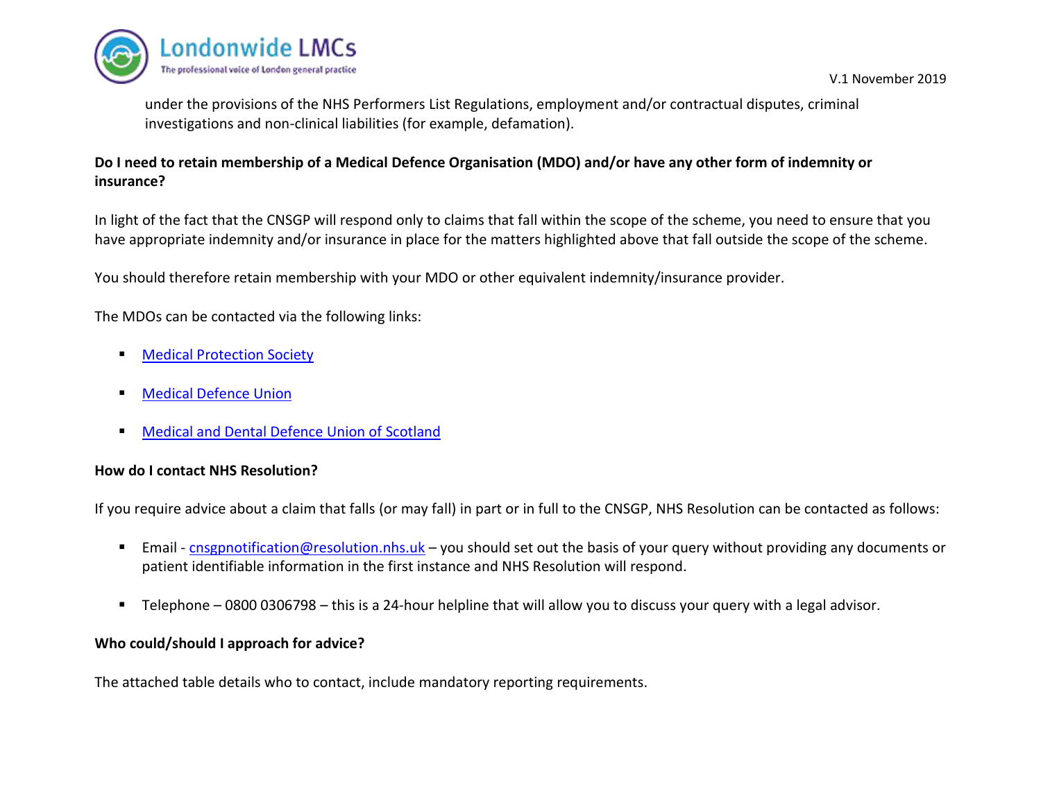under the provisions of the NHS Performers List Regulations, employment and/or contractual disputes, criminal investigations and non-clinical liabilities (for example, defamation).

**Do I need to retain membership of a Medical Defence Organisation (MDO) and/or have any other form of indemnity or insurance?**

In light of the fact that the CNSGP will respond only to claims that fall within the scope of the scheme, you need to ensure that you have appropriate indemnity and/or insurance in place for the matters highlighted above that fall outside the scope of the scheme.

You should therefore retain membership with your MDO or other equivalent indemnity/insurance provider.

The MDOs can be contacted via the following links:

- Medical Protection Society
- Medical Defence Union
- Medical and Dental Defence Union of Scotland

**How do I contact NHS Resolution?**

If you require advice about a claim that falls (or may fall) in part or in full to the CNSGP, NHS Resolution can be contacted as follows:

- Email - cnsgpnotification@resolution.nhs.uk – you should set out the basis of your query without providing any documents or patient identifiable information in the first instance and NHS Resolution will respond.
- Telephone – 0800 0306798 – this is a 24-hour helpline that will allow you to discuss your query with a legal advisor.

**Who could/should I approach for advice?**

The attached table details who to contact, include mandatory reporting requirements.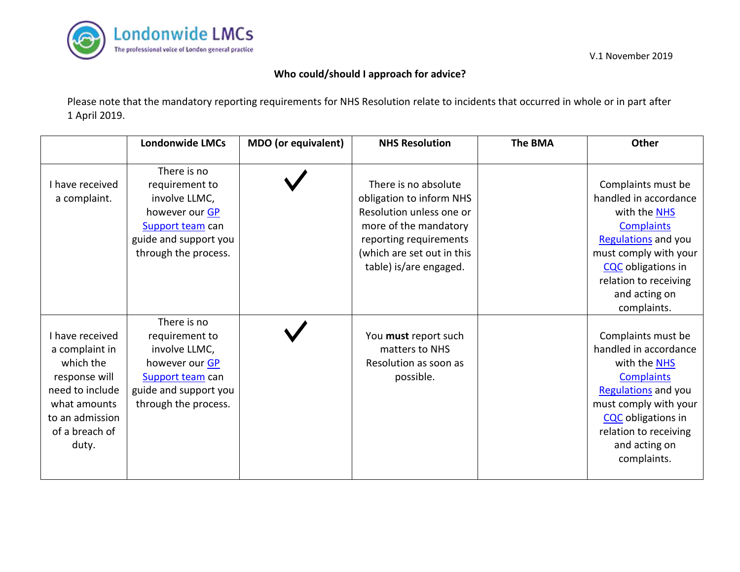V.1 November 2019

**Who could/should I approach for advice?**

Please note that the mandatory reporting requirements for NHS Resolution relate to incidents that occurred in whole or in part after 1 April 2019.

| | Londonwide LMCs | MDO (or equivalent) | NHS Resolution | The BMA | Other |
|---|---|---|---|---|---|
| I have received a complaint. | There is no requirement to involve LLMC, however our GP Support team can guide and support you through the process. | ✓ | There is no absolute obligation to inform NHS Resolution unless one or more of the mandatory reporting requirements (which are set out in this table) is/are engaged. | | Complaints must be handled in accordance with the NHS Complaints Regulations and you must comply with your CQC obligations in relation to receiving and acting on complaints. |
| I have received a complaint in which the response will need to include what amounts to an admission of a breach of duty. | There is no requirement to involve LLMC, however our GP Support team can guide and support you through the process. | ✓ | You **must** report such matters to NHS Resolution as soon as possible. | | Complaints must be handled in accordance with the NHS Complaints Regulations and you must comply with your CQC obligations in relation to receiving and acting on complaints. |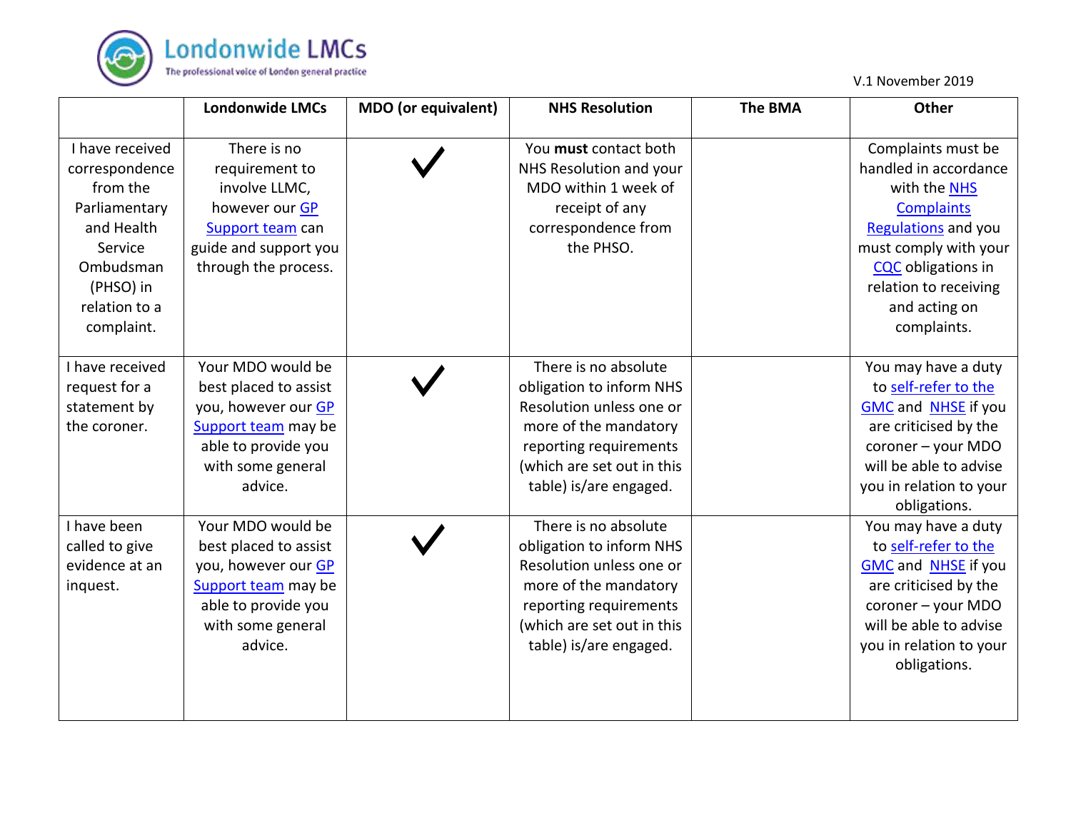| | Londonwide LMCs | MDO (or equivalent) | NHS Resolution | The BMA | Other |
|---|---|---|---|---|---|
| I have received correspondence from the Parliamentary and Health Service Ombudsman (PHSO) in relation to a complaint. | There is no requirement to involve LLMC, however our GP Support team can guide and support you through the process. | ✓ | You **must** contact both NHS Resolution and your MDO within 1 week of receipt of any correspondence from the PHSO. | | Complaints must be handled in accordance with the NHS Complaints Regulations and you must comply with your CQC obligations in relation to receiving and acting on complaints. |
| I have received request for a statement by the coroner. | Your MDO would be best placed to assist you, however our GP Support team may be able to provide you with some general advice. | ✓ | There is no absolute obligation to inform NHS Resolution unless one or more of the mandatory reporting requirements (which are set out in this table) is/are engaged. | | You may have a duty to self-refer to the GMC and NHSE if you are criticised by the coroner – your MDO will be able to advise you in relation to your obligations. |
| I have been called to give evidence at an inquest. | Your MDO would be best placed to assist you, however our GP Support team may be able to provide you with some general advice. | ✓ | There is no absolute obligation to inform NHS Resolution unless one or more of the mandatory reporting requirements (which are set out in this table) is/are engaged. | | You may have a duty to self-refer to the GMC and NHSE if you are criticised by the coroner – your MDO will be able to advise you in relation to your obligations. |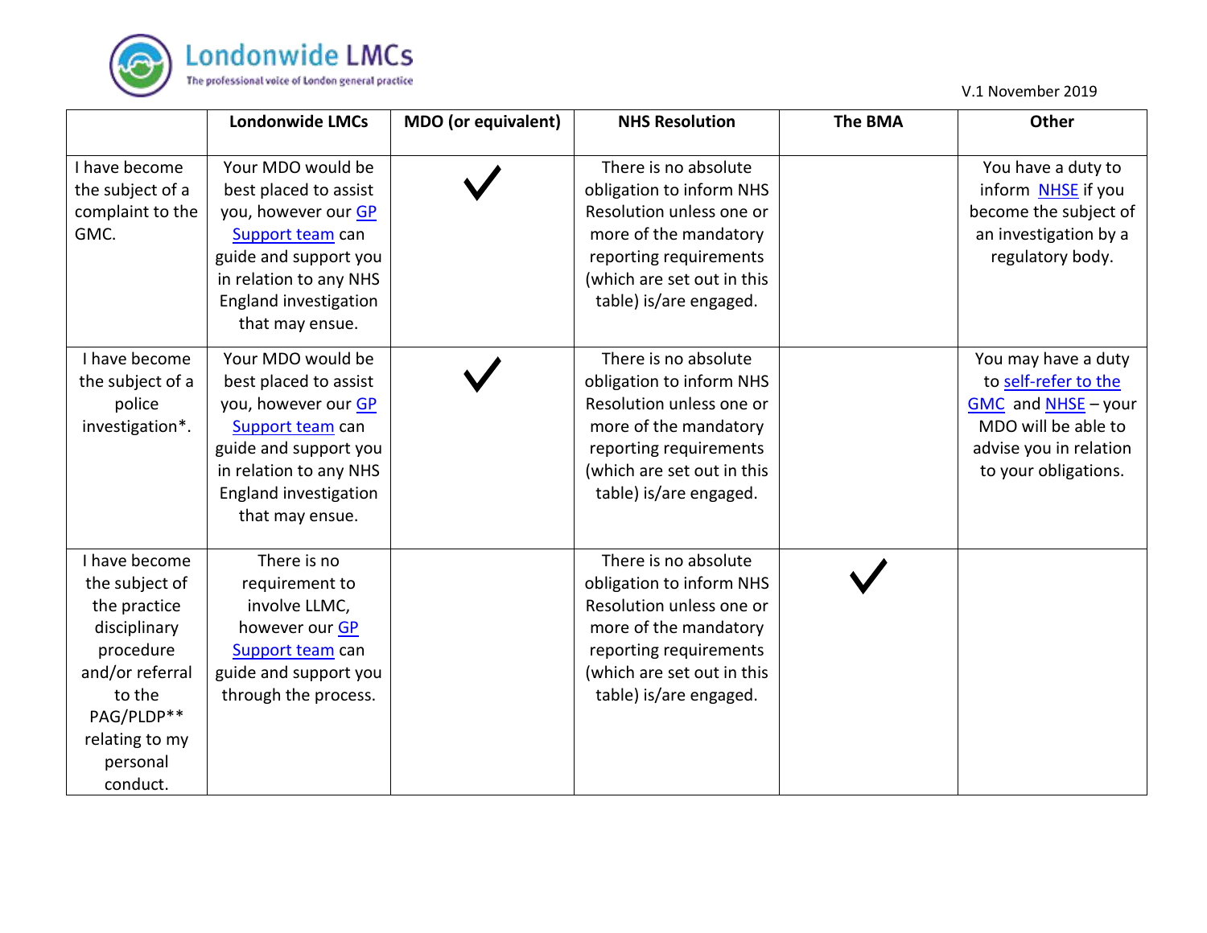V.1 November 2019

| | Londonwide LMCs | MDO (or equivalent) | NHS Resolution | The BMA | Other |
|---|---|---|---|---|---|
| I have become the subject of a complaint to the GMC. | Your MDO would be best placed to assist you, however our GP Support team can guide and support you in relation to any NHS England investigation that may ensue. | ✓ | There is no absolute obligation to inform NHS Resolution unless one or more of the mandatory reporting requirements (which are set out in this table) is/are engaged. | | You have a duty to inform NHSE if you become the subject of an investigation by a regulatory body. |
| I have become the subject of a police investigation*. | Your MDO would be best placed to assist you, however our GP Support team can guide and support you in relation to any NHS England investigation that may ensue. | ✓ | There is no absolute obligation to inform NHS Resolution unless one or more of the mandatory reporting requirements (which are set out in this table) is/are engaged. | | You may have a duty to self-refer to the GMC and NHSE – your MDO will be able to advise you in relation to your obligations. |
| I have become the subject of the practice disciplinary procedure and/or referral to the PAG/PLDP** relating to my personal conduct. | There is no requirement to involve LLMC, however our GP Support team can guide and support you through the process. | | There is no absolute obligation to inform NHS Resolution unless one or more of the mandatory reporting requirements (which are set out in this table) is/are engaged. | ✓ | |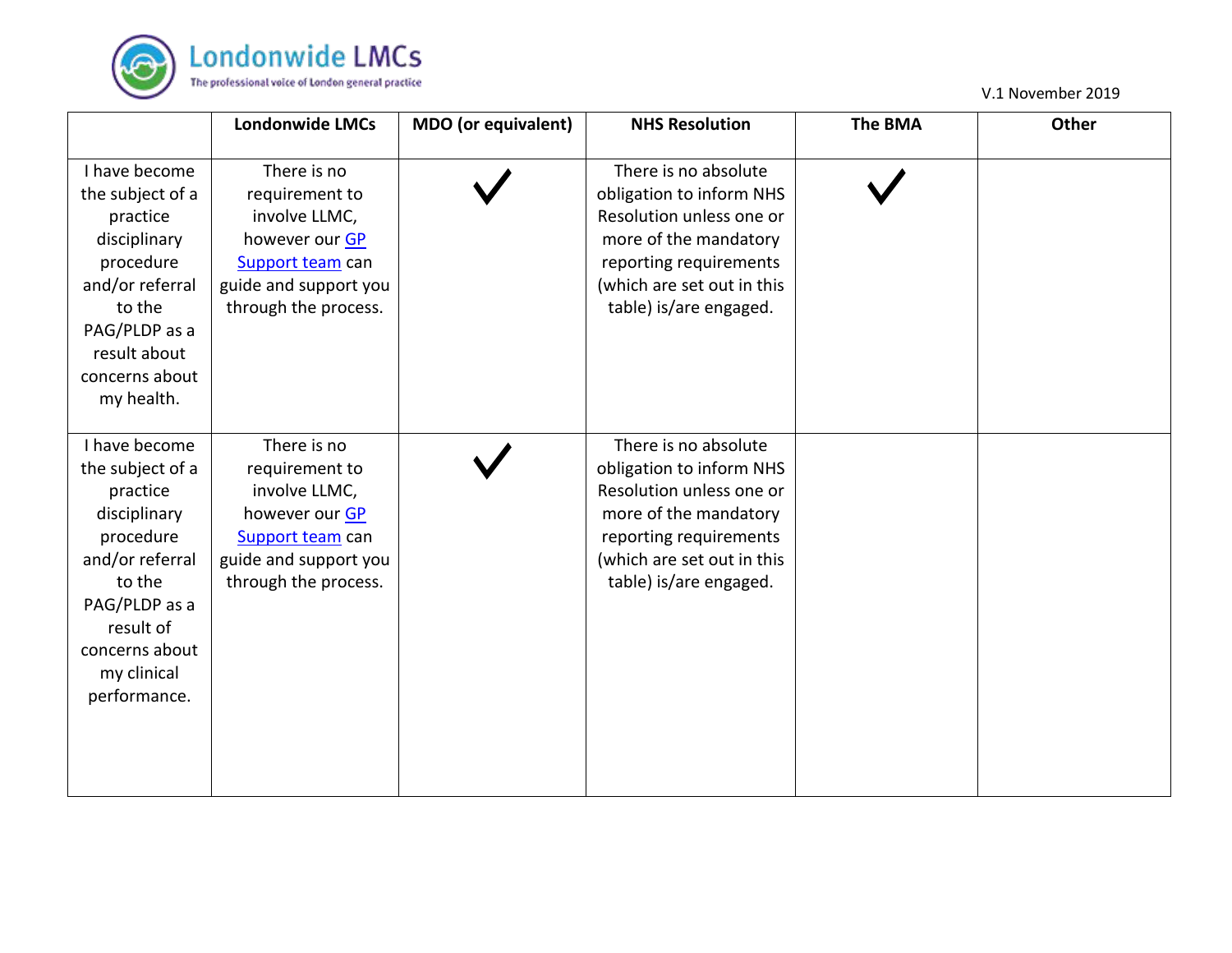V.1 November 2019

| | Londonwide LMCs | MDO (or equivalent) | NHS Resolution | The BMA | Other |
|---|---|---|---|---|---|
| I have become the subject of a practice disciplinary procedure and/or referral to the PAG/PLDP as a result about concerns about my health. | There is no requirement to involve LLMC, however our GP Support team can guide and support you through the process. | ✓ | There is no absolute obligation to inform NHS Resolution unless one or more of the mandatory reporting requirements (which are set out in this table) is/are engaged. | ✓ | |
| I have become the subject of a practice disciplinary procedure and/or referral to the PAG/PLDP as a result of concerns about my clinical performance. | There is no requirement to involve LLMC, however our GP Support team can guide and support you through the process. | ✓ | There is no absolute obligation to inform NHS Resolution unless one or more of the mandatory reporting requirements (which are set out in this table) is/are engaged. | | |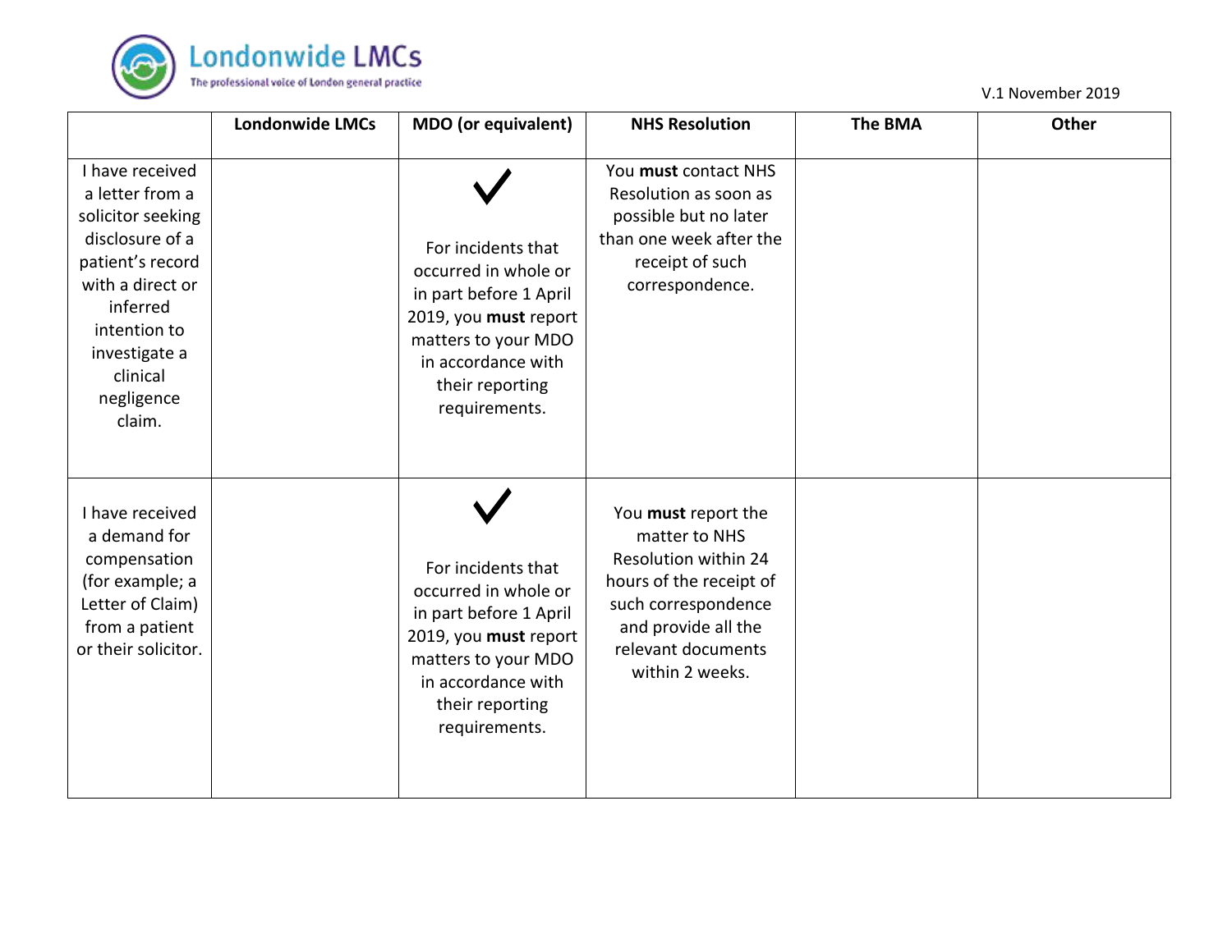V.1 November 2019

| | Londonwide LMCs | MDO (or equivalent) | NHS Resolution | The BMA | Other |
|---|---|---|---|---|---|
| I have received a letter from a solicitor seeking disclosure of a patient's record with a direct or inferred intention to investigate a clinical negligence claim. | | ✓ For incidents that occurred in whole or in part before 1 April 2019, you **must** report matters to your MDO in accordance with their reporting requirements. | You **must** contact NHS Resolution as soon as possible but no later than one week after the receipt of such correspondence. | | |
| I have received a demand for compensation (for example; a Letter of Claim) from a patient or their solicitor. | | ✓ For incidents that occurred in whole or in part before 1 April 2019, you **must** report matters to your MDO in accordance with their reporting requirements. | You **must** report the matter to NHS Resolution within 24 hours of the receipt of such correspondence and provide all the relevant documents within 2 weeks. | | |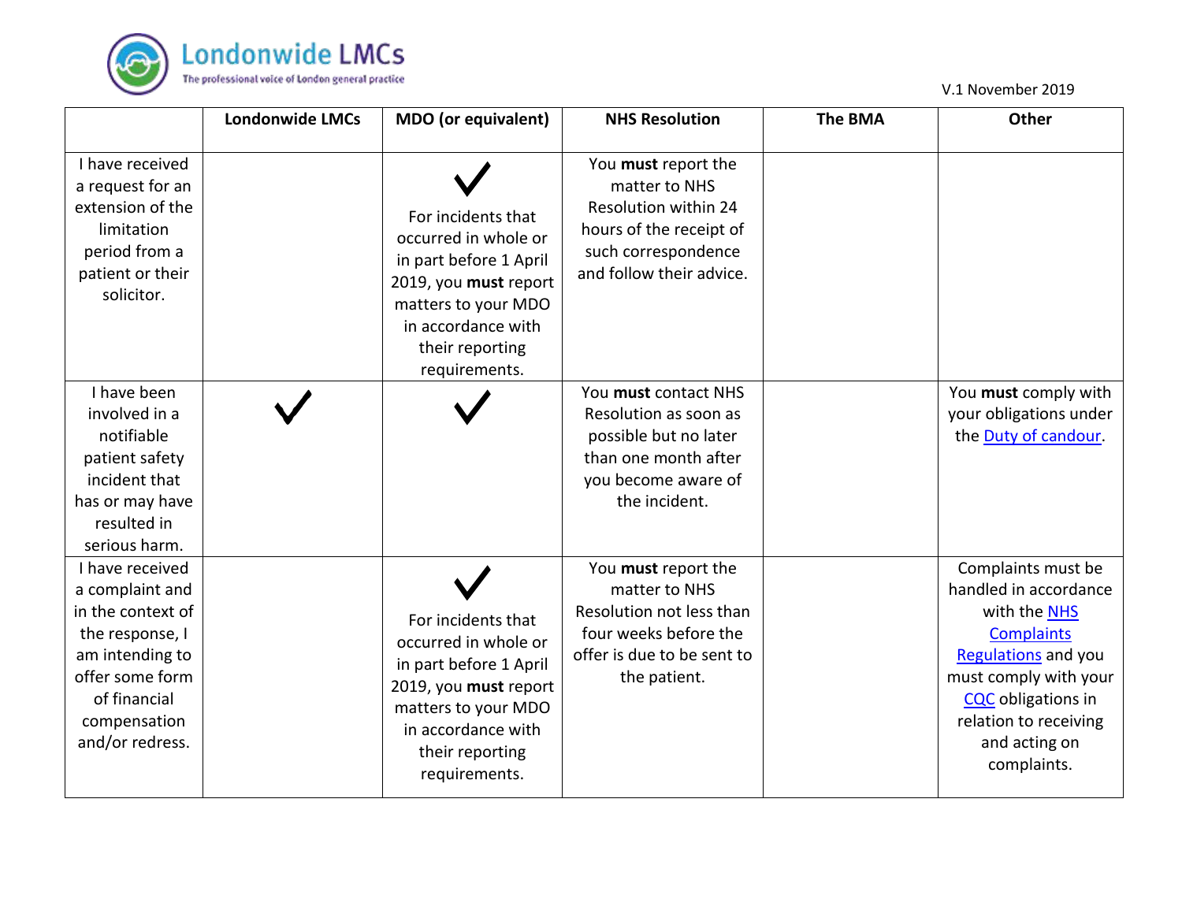Londonwide LMCs

The professional voice of London general practice

V.1 November 2019

| | Londonwide LMCs | MDO (or equivalent) | NHS Resolution | The BMA | Other |
|---|---|---|---|---|---|
| I have received a request for an extension of the limitation period from a patient or their solicitor. | | ✓ For incidents that occurred in whole or in part before 1 April 2019, you **must** report matters to your MDO in accordance with their reporting requirements. | You **must** report the matter to NHS Resolution within 24 hours of the receipt of such correspondence and follow their advice. | | |
| I have been involved in a notifiable patient safety incident that has or may have resulted in serious harm. | ✓ | ✓ | You **must** contact NHS Resolution as soon as possible but no later than one month after you become aware of the incident. | | You **must** comply with your obligations under the Duty of candour. |
| I have received a complaint and in the context of the response, I am intending to offer some form of financial compensation and/or redress. | | ✓ For incidents that occurred in whole or in part before 1 April 2019, you **must** report matters to your MDO in accordance with their reporting requirements. | You **must** report the matter to NHS Resolution not less than four weeks before the offer is due to be sent to the patient. | | Complaints must be handled in accordance with the NHS Complaints Regulations and you must comply with your CQC obligations in relation to receiving and acting on complaints. |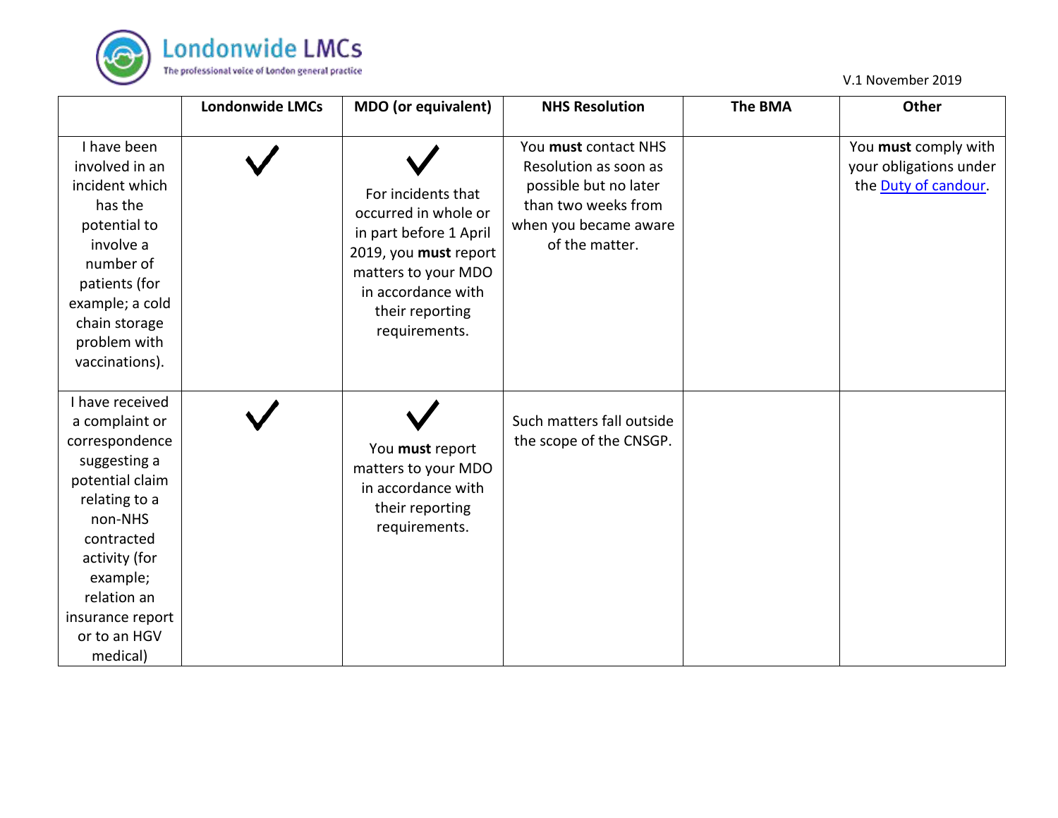| | Londonwide LMCs | MDO (or equivalent) | NHS Resolution | The BMA | Other |
|---|---|---|---|---|---|
| I have been involved in an incident which has the potential to involve a number of patients (for example; a cold chain storage problem with vaccinations). | ✓ | ✓ For incidents that occurred in whole or in part before 1 April 2019, you **must** report matters to your MDO in accordance with their reporting requirements. | You **must** contact NHS Resolution as soon as possible but no later than two weeks from when you became aware of the matter. | | You **must** comply with your obligations under the [Duty of candour](). |
| I have received a complaint or correspondence suggesting a potential claim relating to a non-NHS contracted activity (for example; relation an insurance report or to an HGV medical) | ✓ | ✓ You **must** report matters to your MDO in accordance with their reporting requirements. | Such matters fall outside the scope of the CNSGP. | | |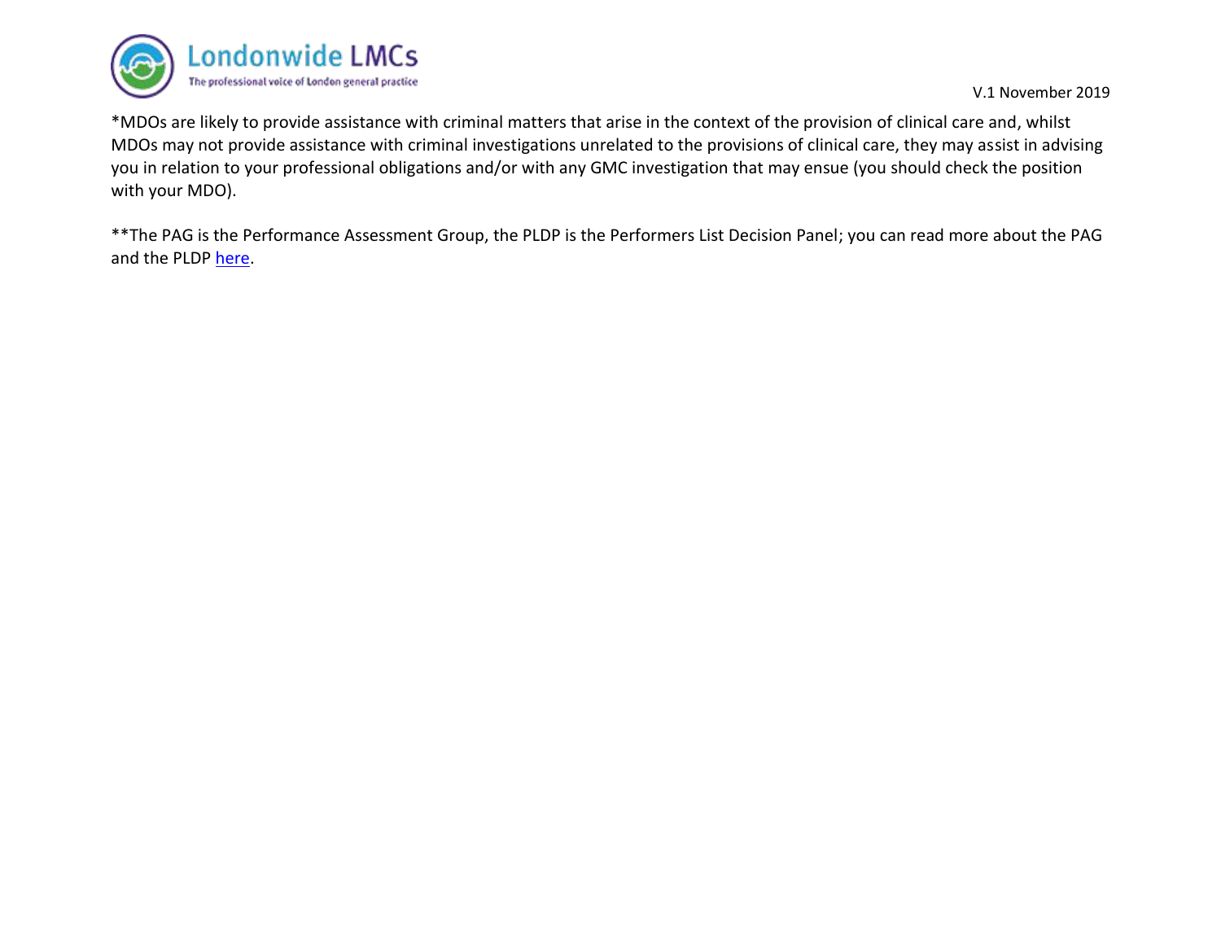*MDOs are likely to provide assistance with criminal matters that arise in the context of the provision of clinical care and, whilst MDOs may not provide assistance with criminal investigations unrelated to the provisions of clinical care, they may assist in advising you in relation to your professional obligations and/or with any GMC investigation that may ensue (you should check the position with your MDO).

**The PAG is the Performance Assessment Group, the PLDP is the Performers List Decision Panel; you can read more about the PAG and the PLDP here.